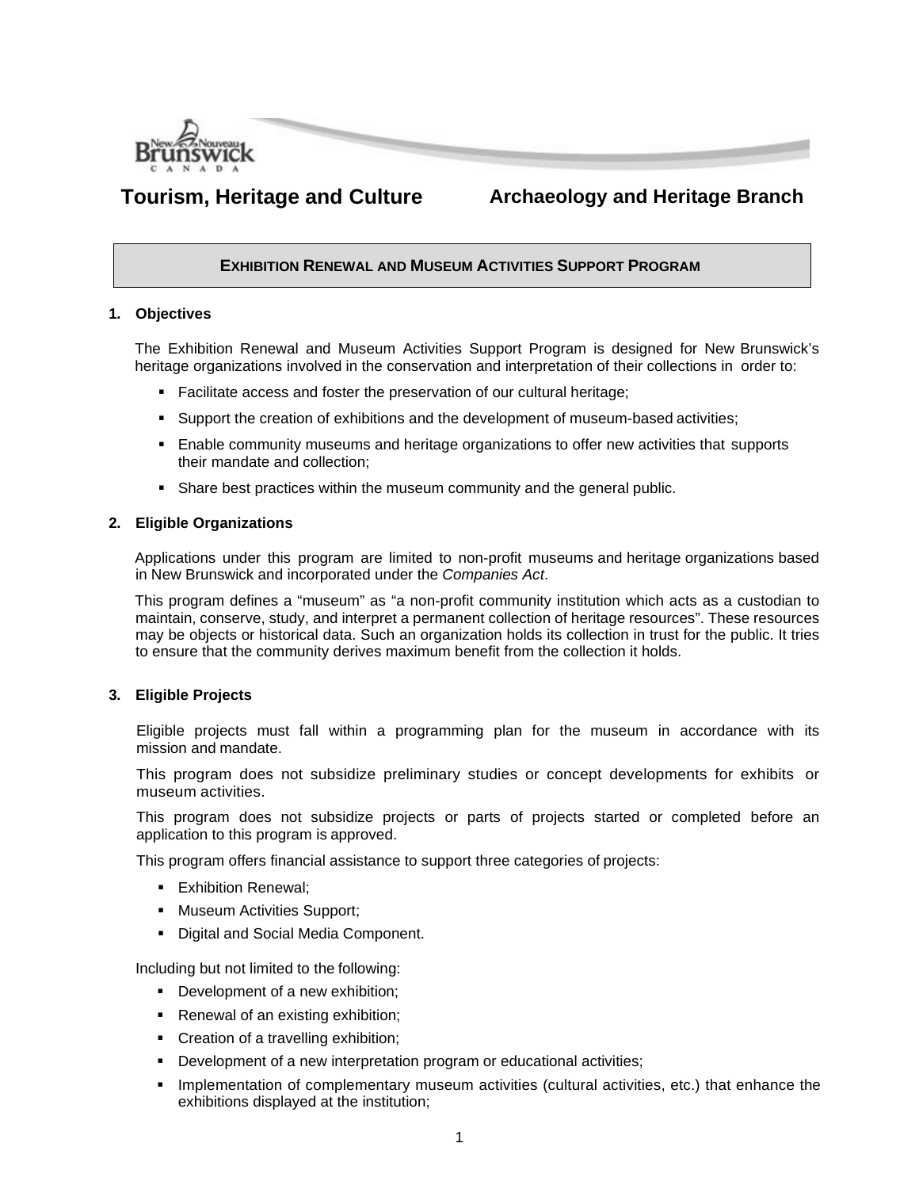**Tourism, Heritage and Culture** **Archaeology and Heritage Branch**

# EXHIBITION RENEWAL AND MUSEUM ACTIVITIES SUPPORT PROGRAM

## 1. Objectives

The Exhibition Renewal and Museum Activities Support Program is designed for New Brunswick's heritage organizations involved in the conservation and interpretation of their collections in order to:

- Facilitate access and foster the preservation of our cultural heritage;
- Support the creation of exhibitions and the development of museum-based activities;
- Enable community museums and heritage organizations to offer new activities that supports their mandate and collection;
- Share best practices within the museum community and the general public.

## 2. Eligible Organizations

Applications under this program are limited to non-profit museums and heritage organizations based in New Brunswick and incorporated under the *Companies Act*.

This program defines a "museum" as "a non-profit community institution which acts as a custodian to maintain, conserve, study, and interpret a permanent collection of heritage resources". These resources may be objects or historical data. Such an organization holds its collection in trust for the public. It tries to ensure that the community derives maximum benefit from the collection it holds.

## 3. Eligible Projects

Eligible projects must fall within a programming plan for the museum in accordance with its mission and mandate.

This program does not subsidize preliminary studies or concept developments for exhibits or museum activities.

This program does not subsidize projects or parts of projects started or completed before an application to this program is approved.

This program offers financial assistance to support three categories of projects:

- Exhibition Renewal;
- Museum Activities Support;
- Digital and Social Media Component.

Including but not limited to the following:

- Development of a new exhibition;
- Renewal of an existing exhibition;
- Creation of a travelling exhibition;
- Development of a new interpretation program or educational activities;
- Implementation of complementary museum activities (cultural activities, etc.) that enhance the exhibitions displayed at the institution;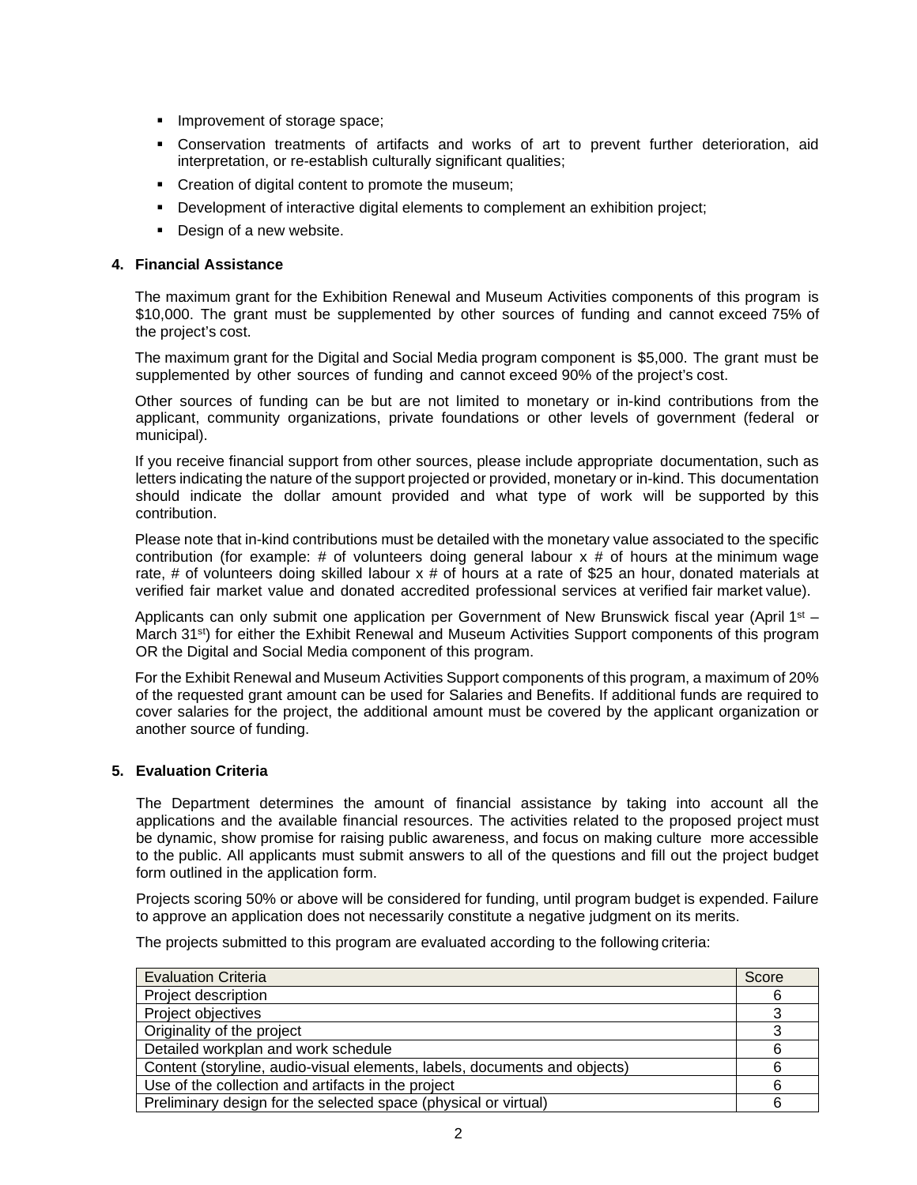- Improvement of storage space;
- Conservation treatments of artifacts and works of art to prevent further deterioration, aid interpretation, or re-establish culturally significant qualities;
- Creation of digital content to promote the museum;
- Development of interactive digital elements to complement an exhibition project;
- Design of a new website.

### 4. Financial Assistance

The maximum grant for the Exhibition Renewal and Museum Activities components of this program is $10,000. The grant must be supplemented by other sources of funding and cannot exceed 75% of the project's cost.

The maximum grant for the Digital and Social Media program component is $5,000. The grant must be supplemented by other sources of funding and cannot exceed 90% of the project's cost.

Other sources of funding can be but are not limited to monetary or in-kind contributions from the applicant, community organizations, private foundations or other levels of government (federal or municipal).

If you receive financial support from other sources, please include appropriate documentation, such as letters indicating the nature of the support projected or provided, monetary or in-kind. This documentation should indicate the dollar amount provided and what type of work will be supported by this contribution.

Please note that in-kind contributions must be detailed with the monetary value associated to the specific contribution (for example: # of volunteers doing general labour x # of hours at the minimum wage rate, # of volunteers doing skilled labour x # of hours at a rate of $25 an hour, donated materials at verified fair market value and donated accredited professional services at verified fair market value).

Applicants can only submit one application per Government of New Brunswick fiscal year (April 1st – March 31st) for either the Exhibit Renewal and Museum Activities Support components of this program OR the Digital and Social Media component of this program.

For the Exhibit Renewal and Museum Activities Support components of this program, a maximum of 20% of the requested grant amount can be used for Salaries and Benefits. If additional funds are required to cover salaries for the project, the additional amount must be covered by the applicant organization or another source of funding.

### 5. Evaluation Criteria

The Department determines the amount of financial assistance by taking into account all the applications and the available financial resources. The activities related to the proposed project must be dynamic, show promise for raising public awareness, and focus on making culture more accessible to the public. All applicants must submit answers to all of the questions and fill out the project budget form outlined in the application form.

Projects scoring 50% or above will be considered for funding, until program budget is expended. Failure to approve an application does not necessarily constitute a negative judgment on its merits.

The projects submitted to this program are evaluated according to the following criteria:

| Evaluation Criteria | Score |
|---|---|
| Project description | 6 |
| Project objectives | 3 |
| Originality of the project | 3 |
| Detailed workplan and work schedule | 6 |
| Content (storyline, audio-visual elements, labels, documents and objects) | 6 |
| Use of the collection and artifacts in the project | 6 |
| Preliminary design for the selected space (physical or virtual) | 6 |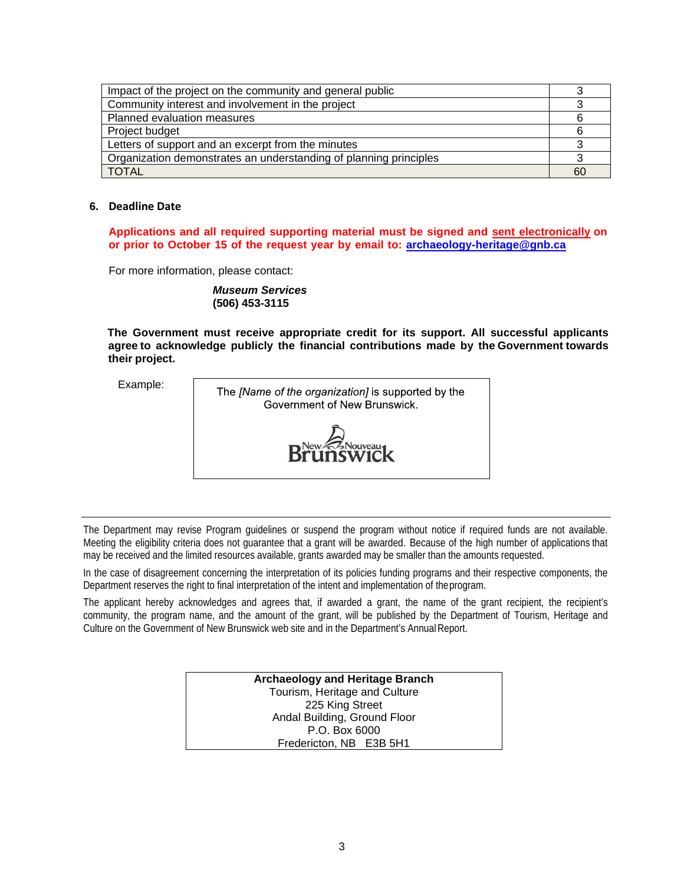| | |
|---|---|
| Impact of the project on the community and general public | 3 |
| Community interest and involvement in the project | 3 |
| Planned evaluation measures | 6 |
| Project budget | 6 |
| Letters of support and an excerpt from the minutes | 3 |
| Organization demonstrates an understanding of planning principles | 3 |
| TOTAL | 60 |

## 6. Deadline Date

**Applications and all required supporting material must be signed and sent electronically on or prior to October 15 of the request year by email to: archaeology-heritage@gnb.ca**

For more information, please contact:

***Museum Services***
**(506) 453-3115**

**The Government must receive appropriate credit for its support. All successful applicants agree to acknowledge publicly the financial contributions made by the Government towards their project.**

Example:

The *[Name of the organization]* is supported by the Government of New Brunswick.

New Nouveau Brunswick

---

The Department may revise Program guidelines or suspend the program without notice if required funds are not available. Meeting the eligibility criteria does not guarantee that a grant will be awarded. Because of the high number of applications that may be received and the limited resources available, grants awarded may be smaller than the amounts requested.

In the case of disagreement concerning the interpretation of its policies funding programs and their respective components, the Department reserves the right to final interpretation of the intent and implementation of the program.

The applicant hereby acknowledges and agrees that, if awarded a grant, the name of the grant recipient, the recipient's community, the program name, and the amount of the grant, will be published by the Department of Tourism, Heritage and Culture on the Government of New Brunswick web site and in the Department's Annual Report.

**Archaeology and Heritage Branch**
Tourism, Heritage and Culture
225 King Street
Andal Building, Ground Floor
P.O. Box 6000
Fredericton, NB E3B 5H1